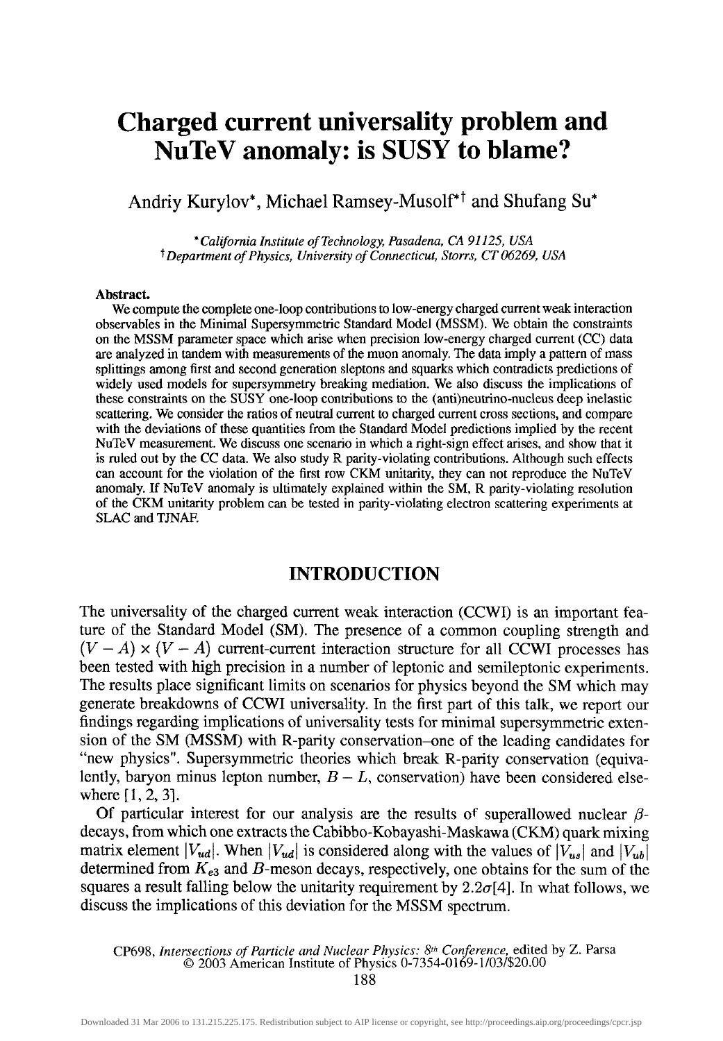# Charged current universality problem and NuTeV anomaly: is SUSY to blame?

Andriy Kurylov*, Michael Ramsey-Musolf*† and Shufang Su*

*California Institute of Technology, Pasadena, CA 91125, USA
†Department of Physics, University of Connecticut, Storrs, CT 06269, USA

**Abstract.**
We compute the complete one-loop contributions to low-energy charged current weak interaction observables in the Minimal Supersymmetric Standard Model (MSSM). We obtain the constraints on the MSSM parameter space which arise when precision low-energy charged current (CC) data are analyzed in tandem with measurements of the muon anomaly. The data imply a pattern of mass splittings among first and second generation sleptons and squarks which contradicts predictions of widely used models for supersymmetry breaking mediation. We also discuss the implications of these constraints on the SUSY one-loop contributions to the (anti)neutrino-nucleus deep inelastic scattering. We consider the ratios of neutral current to charged current cross sections, and compare with the deviations of these quantities from the Standard Model predictions implied by the recent NuTeV measurement. We discuss one scenario in which a right-sign effect arises, and show that it is ruled out by the CC data. We also study R parity-violating contributions. Although such effects can account for the violation of the first row CKM unitarity, they can not reproduce the NuTeV anomaly. If NuTeV anomaly is ultimately explained within the SM, R parity-violating resolution of the CKM unitarity problem can be tested in parity-violating electron scattering experiments at SLAC and TJNAF.

## INTRODUCTION

The universality of the charged current weak interaction (CCWI) is an important feature of the Standard Model (SM). The presence of a common coupling strength and $(V-A)\times(V-A)$ current-current interaction structure for all CCWI processes has been tested with high precision in a number of leptonic and semileptonic experiments. The results place significant limits on scenarios for physics beyond the SM which may generate breakdowns of CCWI universality. In the first part of this talk, we report our findings regarding implications of universality tests for minimal supersymmetric extension of the SM (MSSM) with R-parity conservation–one of the leading candidates for "new physics". Supersymmetric theories which break R-parity conservation (equivalently, baryon minus lepton number, $B-L$, conservation) have been considered elsewhere [1, 2, 3].

Of particular interest for our analysis are the results of superallowed nuclear $\beta$-decays, from which one extracts the Cabibbo-Kobayashi-Maskawa (CKM) quark mixing matrix element $|V_{ud}|$. When $|V_{ud}|$ is considered along with the values of $|V_{us}|$ and $|V_{ub}|$ determined from $K_{e3}$ and $B$-meson decays, respectively, one obtains for the sum of the squares a result falling below the unitarity requirement by $2.2\sigma$[4]. In what follows, we discuss the implications of this deviation for the MSSM spectrum.

CP698, *Intersections of Particle and Nuclear Physics: 8th Conference,* edited by Z. Parsa
© 2003 American Institute of Physics 0-7354-0169-1/03/$20.00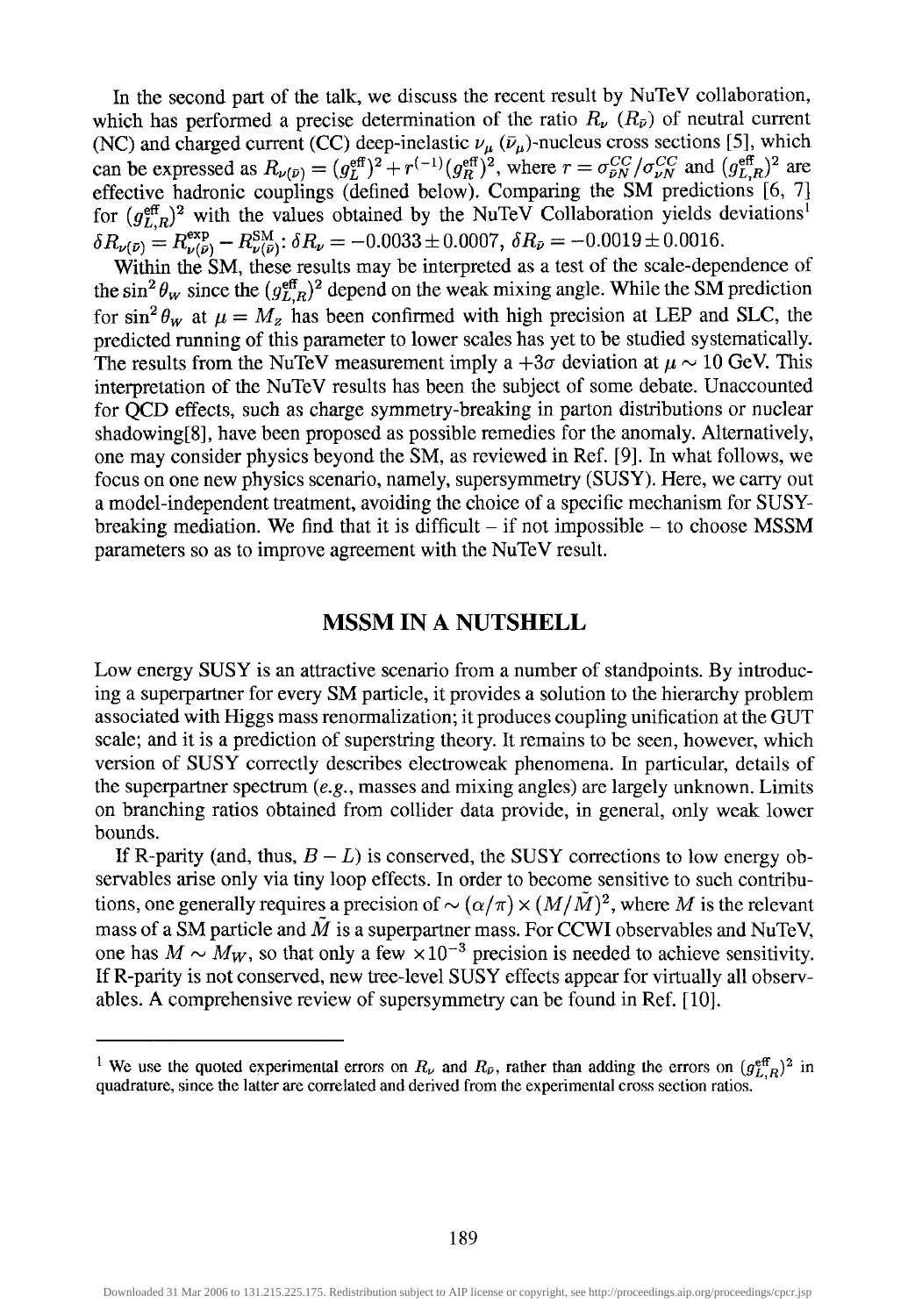In the second part of the talk, we discuss the recent result by NuTeV collaboration, which has performed a precise determination of the ratio $R_\nu$ ($R_{\bar{\nu}}$) of neutral current (NC) and charged current (CC) deep-inelastic $\nu_\mu$ ($\bar{\nu}_\mu$)-nucleus cross sections [5], which can be expressed as $R_{\nu(\bar{\nu})} = (g_L^{\rm eff})^2 + r^{(-1)}(g_R^{\rm eff})^2$, where $r = \sigma_{\bar{\nu}N}^{CC}/\sigma_{\nu N}^{CC}$ and $(g_{L,R}^{\rm eff})^2$ are effective hadronic couplings (defined below). Comparing the SM predictions [6, 7] for $(g_{L,R}^{\rm eff})^2$ with the values obtained by the NuTeV Collaboration yields deviations[1] $\delta R_{\nu(\bar{\nu})} = R_{\nu(\bar{\nu})}^{\rm exp} - R_{\nu(\bar{\nu})}^{\rm SM}$: $\delta R_\nu = -0.0033 \pm 0.0007$, $\delta R_{\bar{\nu}} = -0.0019 \pm 0.0016$.

Within the SM, these results may be interpreted as a test of the scale-dependence of the $\sin^2\theta_W$ since the $(g_{L,R}^{\rm eff})^2$ depend on the weak mixing angle. While the SM prediction for $\sin^2\theta_W$ at $\mu = M_z$ has been confirmed with high precision at LEP and SLC, the predicted running of this parameter to lower scales has yet to be studied systematically. The results from the NuTeV measurement imply a $+3\sigma$ deviation at $\mu \sim 10$ GeV. This interpretation of the NuTeV results has been the subject of some debate. Unaccounted for QCD effects, such as charge symmetry-breaking in parton distributions or nuclear shadowing[8], have been proposed as possible remedies for the anomaly. Alternatively, one may consider physics beyond the SM, as reviewed in Ref. [9]. In what follows, we focus on one new physics scenario, namely, supersymmetry (SUSY). Here, we carry out a model-independent treatment, avoiding the choice of a specific mechanism for SUSY-breaking mediation. We find that it is difficult – if not impossible – to choose MSSM parameters so as to improve agreement with the NuTeV result.

## MSSM IN A NUTSHELL

Low energy SUSY is an attractive scenario from a number of standpoints. By introducing a superpartner for every SM particle, it provides a solution to the hierarchy problem associated with Higgs mass renormalization; it produces coupling unification at the GUT scale; and it is a prediction of superstring theory. It remains to be seen, however, which version of SUSY correctly describes electroweak phenomena. In particular, details of the superpartner spectrum (*e.g.*, masses and mixing angles) are largely unknown. Limits on branching ratios obtained from collider data provide, in general, only weak lower bounds.

If R-parity (and, thus, $B-L$) is conserved, the SUSY corrections to low energy observables arise only via tiny loop effects. In order to become sensitive to such contributions, one generally requires a precision of $\sim (\alpha/\pi) \times (M/\tilde{M})^2$, where $M$ is the relevant mass of a SM particle and $\tilde{M}$ is a superpartner mass. For CCWI observables and NuTeV, one has $M \sim M_W$, so that only a few $\times 10^{-3}$ precision is needed to achieve sensitivity. If R-parity is not conserved, new tree-level SUSY effects appear for virtually all observables. A comprehensive review of supersymmetry can be found in Ref. [10].

---

[1] We use the quoted experimental errors on $R_\nu$ and $R_{\bar{\nu}}$, rather than adding the errors on $(g_{L,R}^{\rm eff})^2$ in quadrature, since the latter are correlated and derived from the experimental cross section ratios.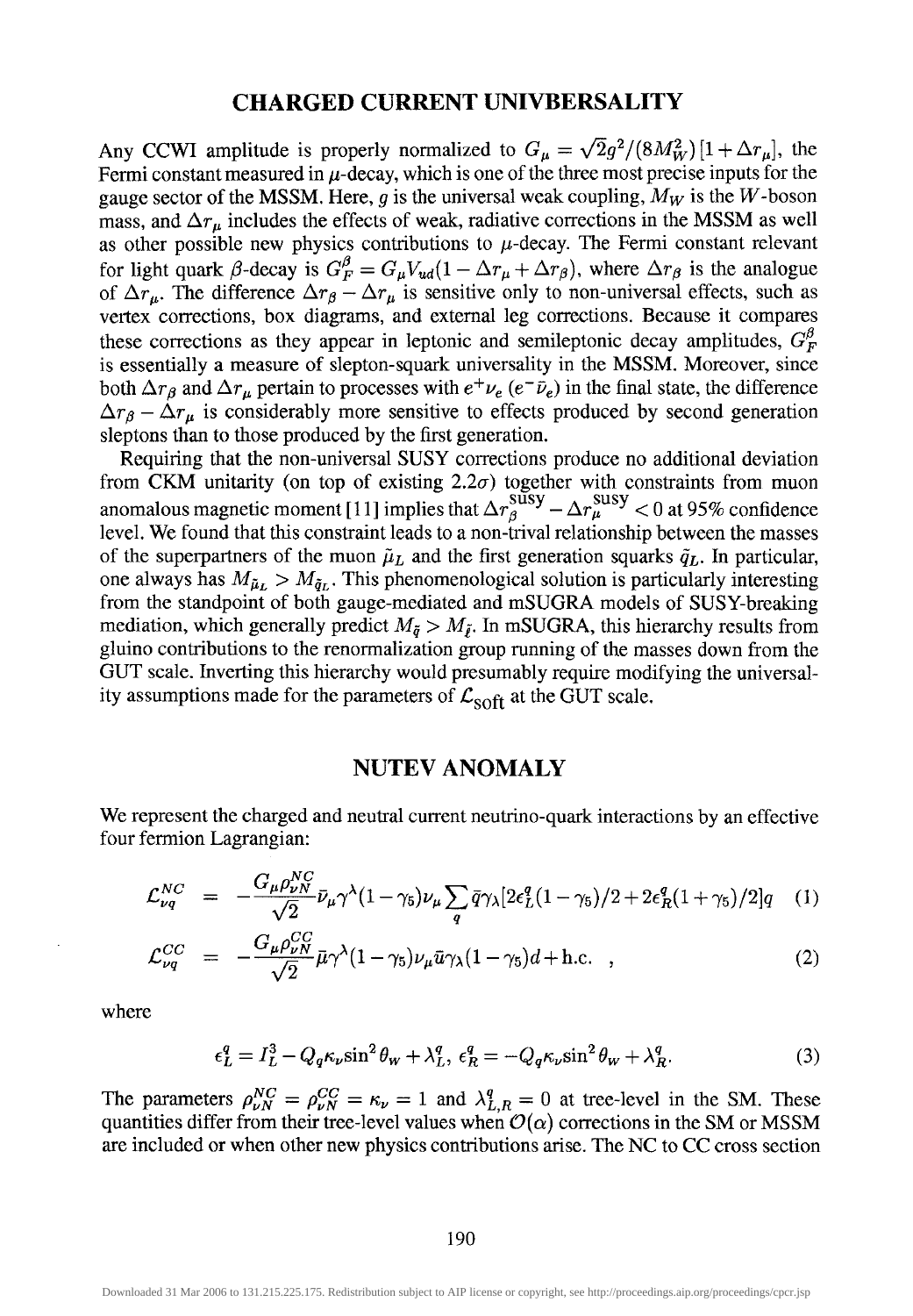## CHARGED CURRENT UNIVBERSALITY

Any CCWI amplitude is properly normalized to $G_\mu = \sqrt{2}g^2/(8M_W^2)[1+\Delta r_\mu]$, the Fermi constant measured in $\mu$-decay, which is one of the three most precise inputs for the gauge sector of the MSSM. Here, $g$ is the universal weak coupling, $M_W$ is the $W$-boson mass, and $\Delta r_\mu$ includes the effects of weak, radiative corrections in the MSSM as well as other possible new physics contributions to $\mu$-decay. The Fermi constant relevant for light quark $\beta$-decay is $G_F^\beta = G_\mu V_{ud}(1-\Delta r_\mu + \Delta r_\beta)$, where $\Delta r_\beta$ is the analogue of $\Delta r_\mu$. The difference $\Delta r_\beta - \Delta r_\mu$ is sensitive only to non-universal effects, such as vertex corrections, box diagrams, and external leg corrections. Because it compares these corrections as they appear in leptonic and semileptonic decay amplitudes, $G_F^\beta$ is essentially a measure of slepton-squark universality in the MSSM. Moreover, since both $\Delta r_\beta$ and $\Delta r_\mu$ pertain to processes with $e^+\nu_e$ ($e^-\bar{\nu}_e$) in the final state, the difference $\Delta r_\beta - \Delta r_\mu$ is considerably more sensitive to effects produced by second generation sleptons than to those produced by the first generation.

Requiring that the non-universal SUSY corrections produce no additional deviation from CKM unitarity (on top of existing $2.2\sigma$) together with constraints from muon anomalous magnetic moment [11] implies that $\Delta r_\beta^{\text{susy}} - \Delta r_\mu^{\text{susy}} < 0$ at 95% confidence level. We found that this constraint leads to a non-trival relationship between the masses of the superpartners of the muon $\tilde{\mu}_L$ and the first generation squarks $\tilde{q}_L$. In particular, one always has $M_{\tilde{\mu}_L} > M_{\tilde{q}_L}$. This phenomenological solution is particularly interesting from the standpoint of both gauge-mediated and mSUGRA models of SUSY-breaking mediation, which generally predict $M_{\tilde{q}} > M_{\tilde{\ell}}$. In mSUGRA, this hierarchy results from gluino contributions to the renormalization group running of the masses down from the GUT scale. Inverting this hierarchy would presumably require modifying the universality assumptions made for the parameters of $\mathcal{L}_{\text{soft}}$ at the GUT scale.

## NUTEV ANOMALY

We represent the charged and neutral current neutrino-quark interactions by an effective four fermion Lagrangian:

$$\mathcal{L}_{\nu q}^{NC} = -\frac{G_\mu \rho_{\nu N}^{NC}}{\sqrt{2}} \bar{\nu}_\mu \gamma^\lambda (1-\gamma_5)\nu_\mu \sum_q \bar{q}\gamma_\lambda [2\epsilon_L^q (1-\gamma_5)/2 + 2\epsilon_R^q (1+\gamma_5)/2] q \quad (1)$$

$$\mathcal{L}_{\nu q}^{CC} = -\frac{G_\mu \rho_{\nu N}^{CC}}{\sqrt{2}} \bar{\mu}\gamma^\lambda (1-\gamma_5)\nu_\mu \bar{u}\gamma_\lambda (1-\gamma_5) d + \text{h.c.} \quad , \quad (2)$$

where

$$\epsilon_L^q = I_L^3 - Q_q \kappa_\nu \sin^2\theta_W + \lambda_L^q, \; \epsilon_R^q = -Q_q \kappa_\nu \sin^2\theta_W + \lambda_R^q. \quad (3)$$

The parameters $\rho_{\nu N}^{NC} = \rho_{\nu N}^{CC} = \kappa_\nu = 1$ and $\lambda_{L,R}^q = 0$ at tree-level in the SM. These quantities differ from their tree-level values when $\mathcal{O}(\alpha)$ corrections in the SM or MSSM are included or when other new physics contributions arise. The NC to CC cross section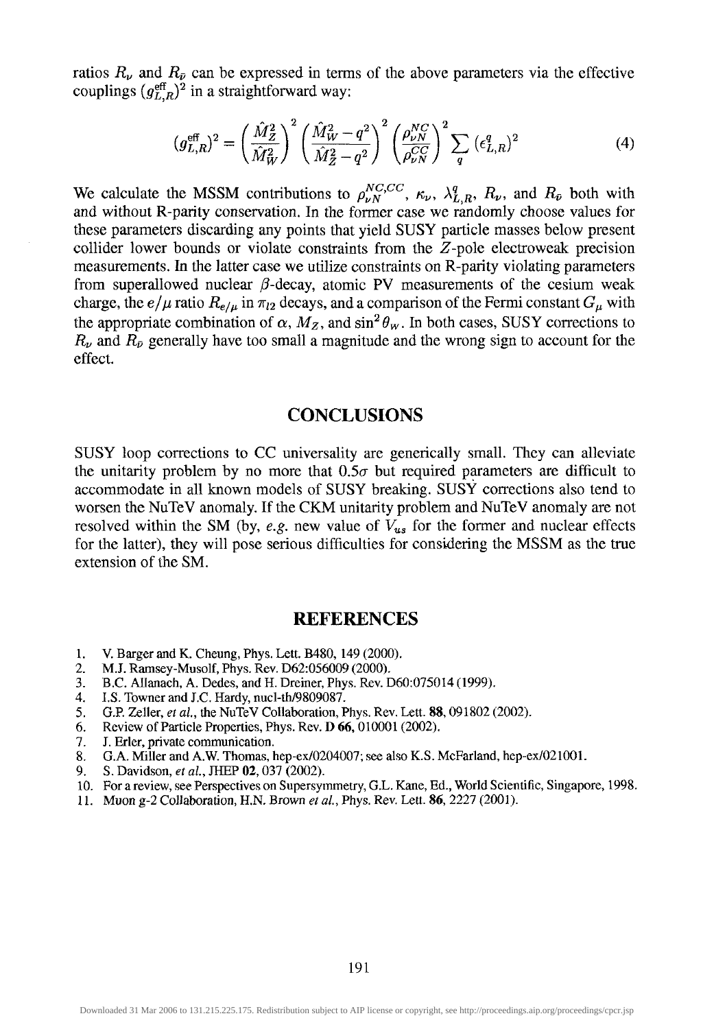ratios $R_\nu$ and $R_{\bar{\nu}}$ can be expressed in terms of the above parameters via the effective couplings $(g^{\text{eff}}_{L,R})^2$ in a straightforward way:

$$(g^{\text{eff}}_{L,R})^2 = \left(\frac{\hat{M}_Z^2}{\hat{M}_W^2}\right)^2 \left(\frac{\hat{M}_W^2 - q^2}{\hat{M}_Z^2 - q^2}\right)^2 \left(\frac{\rho_{\nu N}^{NC}}{\rho_{\nu N}^{CC}}\right)^2 \sum_q (\epsilon^q_{L,R})^2 \tag{4}$$

We calculate the MSSM contributions to $\rho_{\nu N}^{NC,CC}$, $\kappa_\nu$, $\lambda^q_{L,R}$, $R_\nu$, and $R_{\bar{\nu}}$ both with and without R-parity conservation. In the former case we randomly choose values for these parameters discarding any points that yield SUSY particle masses below present collider lower bounds or violate constraints from the $Z$-pole electroweak precision measurements. In the latter case we utilize constraints on R-parity violating parameters from superallowed nuclear $\beta$-decay, atomic PV measurements of the cesium weak charge, the $e/\mu$ ratio $R_{e/\mu}$ in $\pi_{l2}$ decays, and a comparison of the Fermi constant $G_\mu$ with the appropriate combination of $\alpha$, $M_Z$, and $\sin^2\theta_W$. In both cases, SUSY corrections to $R_\nu$ and $R_{\bar{\nu}}$ generally have too small a magnitude and the wrong sign to account for the effect.

## CONCLUSIONS

SUSY loop corrections to CC universality are generically small. They can alleviate the unitarity problem by no more that $0.5\sigma$ but required parameters are difficult to accommodate in all known models of SUSY breaking. SUSY corrections also tend to worsen the NuTeV anomaly. If the CKM unitarity problem and NuTeV anomaly are not resolved within the SM (by, *e.g.* new value of $V_{us}$ for the former and nuclear effects for the latter), they will pose serious difficulties for considering the MSSM as the true extension of the SM.

## REFERENCES

1. V. Barger and K. Cheung, Phys. Lett. B480, 149 (2000).
2. M.J. Ramsey-Musolf, Phys. Rev. D62:056009 (2000).
3. B.C. Allanach, A. Dedes, and H. Dreiner, Phys. Rev. D60:075014 (1999).
4. I.S. Towner and J.C. Hardy, nucl-th/9809087.
5. G.P. Zeller, *et al.*, the NuTeV Collaboration, Phys. Rev. Lett. **88**, 091802 (2002).
6. Review of Particle Properties, Phys. Rev. **D 66**, 010001 (2002).
7. J. Erler, private communication.
8. G.A. Miller and A.W. Thomas, hep-ex/0204007; see also K.S. McFarland, hep-ex/021001.
9. S. Davidson, *et al.*, JHEP **02**, 037 (2002).
10. For a review, see Perspectives on Supersymmetry, G.L. Kane, Ed., World Scientific, Singapore, 1998.
11. Muon g-2 Collaboration, H.N. Brown *et al.*, Phys. Rev. Lett. **86**, 2227 (2001).